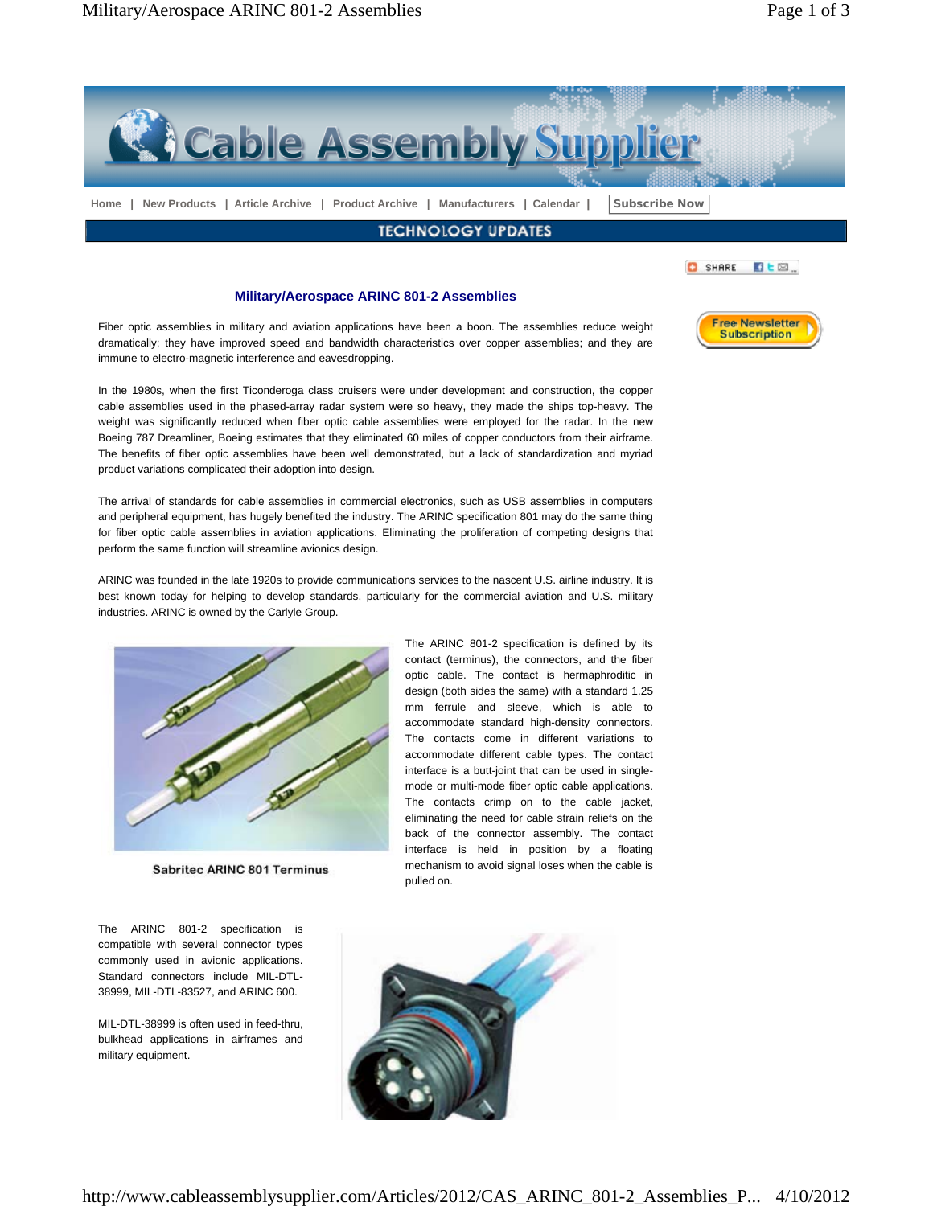Home | New Products | Article Archive | Product Archive | Manufacturers | Calendar | Subscribe Now

TECHNOLOGY UPDATES

## Military/Aerospace ARINC 801-2 Assemblies

Fiber optic assemblies in military and aviation applications have been a boon. The assemblies reduce weight dramatically; they have improved speed and bandwidth characteristics over copper assemblies; and they are immune to electro-magnetic interference and eavesdropping.

In the 1980s, when the first Ticonderoga class cruisers were under development and construction, the copper cable assemblies used in the phased-array radar system were so heavy, they made the ships top-heavy. The weight was significantly reduced when fiber optic cable assemblies were employed for the radar. In the new Boeing 787 Dreamliner, Boeing estimates that they eliminated 60 miles of copper conductors from their airframe. The benefits of fiber optic assemblies have been well demonstrated, but a lack of standardization and myriad product variations complicated their adoption into design.

The arrival of standards for cable assemblies in commercial electronics, such as USB assemblies in computers and peripheral equipment, has hugely benefited the industry. The ARINC specification 801 may do the same thing for fiber optic cable assemblies in aviation applications. Eliminating the proliferation of competing designs that perform the same function will streamline avionics design.

ARINC was founded in the late 1920s to provide communications services to the nascent U.S. airline industry. It is best known today for helping to develop standards, particularly for the commercial aviation and U.S. military industries. ARINC is owned by the Carlyle Group.

Sabritec ARINC 801 Terminus

The ARINC 801-2 specification is defined by its contact (terminus), the connectors, and the fiber optic cable. The contact is hermaphroditic in design (both sides the same) with a standard 1.25 mm ferrule and sleeve, which is able to accommodate standard high-density connectors. The contacts come in different variations to accommodate different cable types. The contact interface is a butt-joint that can be used in single-mode or multi-mode fiber optic cable applications. The contacts crimp on to the cable jacket, eliminating the need for cable strain reliefs on the back of the connector assembly. The contact interface is held in position by a floating mechanism to avoid signal loses when the cable is pulled on.

The ARINC 801-2 specification is compatible with several connector types commonly used in avionic applications. Standard connectors include MIL-DTL-38999, MIL-DTL-83527, and ARINC 600.

MIL-DTL-38999 is often used in feed-thru, bulkhead applications in airframes and military equipment.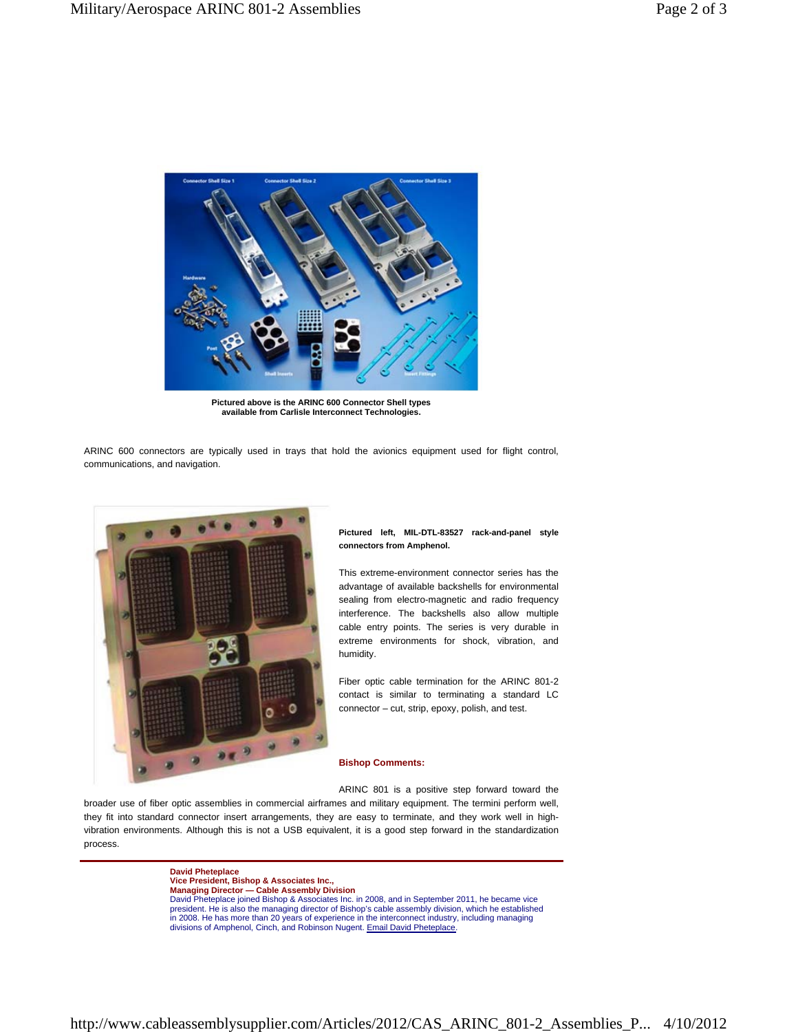**Pictured above is the ARINC 600 Connector Shell types available from Carlisle Interconnect Technologies.**

ARINC 600 connectors are typically used in trays that hold the avionics equipment used for flight control, communications, and navigation.

**Pictured left, MIL-DTL-83527 rack-and-panel style connectors from Amphenol.**

This extreme-environment connector series has the advantage of available backshells for environmental sealing from electro-magnetic and radio frequency interference. The backshells also allow multiple cable entry points. The series is very durable in extreme environments for shock, vibration, and humidity.

Fiber optic cable termination for the ARINC 801-2 contact is similar to terminating a standard LC connector – cut, strip, epoxy, polish, and test.

**Bishop Comments:**

ARINC 801 is a positive step forward toward the broader use of fiber optic assemblies in commercial airframes and military equipment. The termini perform well, they fit into standard connector insert arrangements, they are easy to terminate, and they work well in high-vibration environments. Although this is not a USB equivalent, it is a good step forward in the standardization process.

---

**David Pheteplace**
**Vice President, Bishop & Associates Inc.,**
**Managing Director — Cable Assembly Division**
David Pheteplace joined Bishop & Associates Inc. in 2008, and in September 2011, he became vice president. He is also the managing director of Bishop's cable assembly division, which he established in 2008. He has more than 20 years of experience in the interconnect industry, including managing divisions of Amphenol, Cinch, and Robinson Nugent. Email David Pheteplace.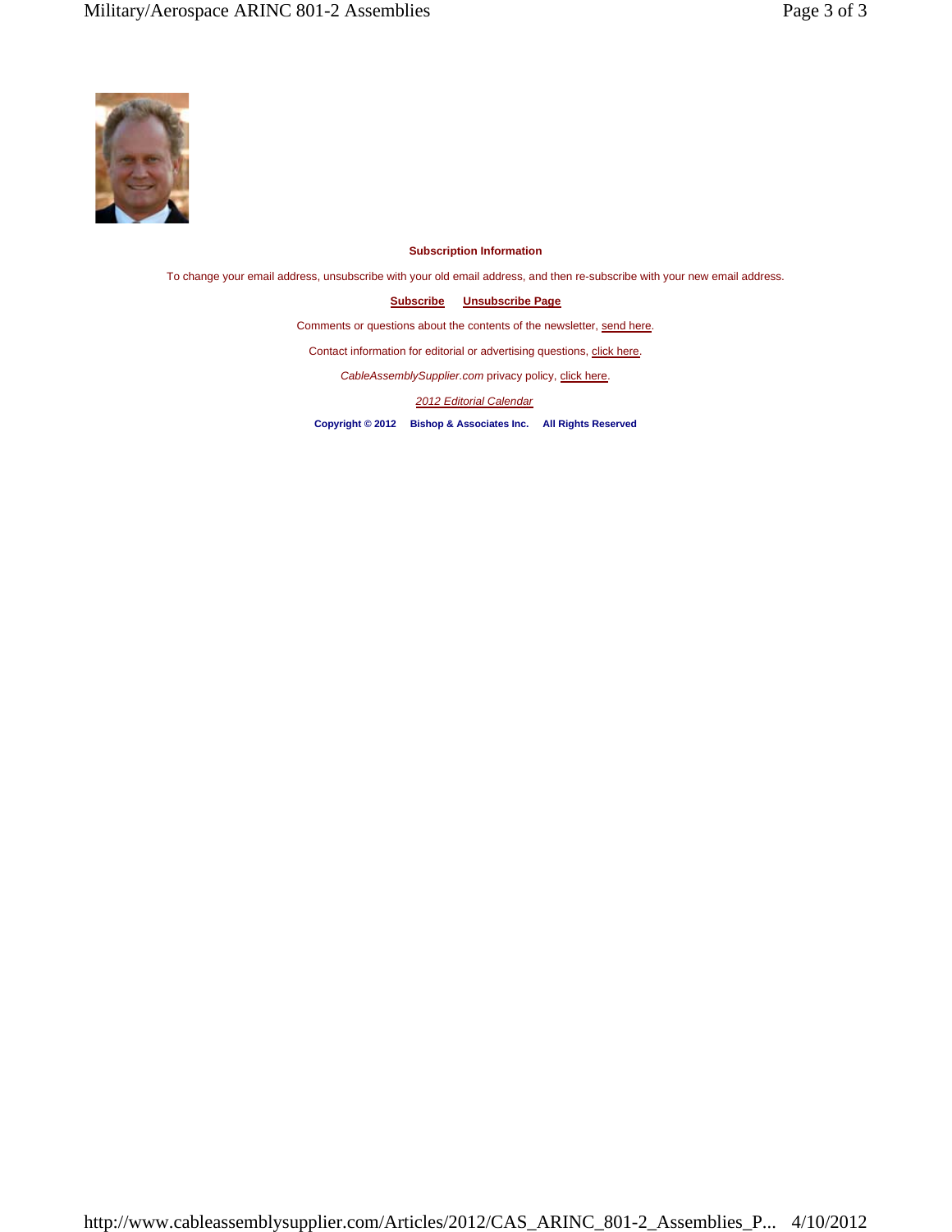**Subscription Information**

To change your email address, unsubscribe with your old email address, and then re-subscribe with your new email address.

**Subscribe** **Unsubscribe Page**

Comments or questions about the contents of the newsletter, send here.

Contact information for editorial or advertising questions, click here.

*CableAssemblySupplier.com* privacy policy, click here.

*2012 Editorial Calendar*

**Copyright © 2012 Bishop & Associates Inc. All Rights Reserved**